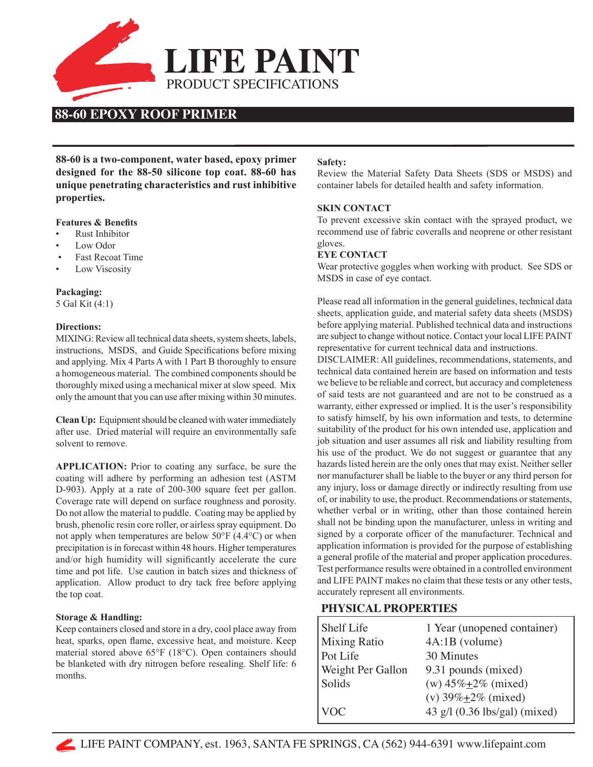# LIFE PAINT

PRODUCT SPECIFICATIONS

## 88-60 EPOXY ROOF PRIMER

**88-60 is a two-component, water based, epoxy primer designed for the 88-50 silicone top coat. 88-60 has unique penetrating characteristics and rust inhibitive properties.**

**Features & Benefits**

- Rust Inhibitor
- Low Odor
- Fast Recoat Time
- Low Viscosity

**Packaging:**
5 Gal Kit (4:1)

**Directions:**
MIXING: Review all technical data sheets, system sheets, labels, instructions, MSDS, and Guide Specifications before mixing and applying. Mix 4 Parts A with 1 Part B thoroughly to ensure a homogeneous material. The combined components should be thoroughly mixed using a mechanical mixer at slow speed. Mix only the amount that you can use after mixing within 30 minutes.

**Clean Up:** Equipment should be cleaned with water immediately after use. Dried material will require an environmentally safe solvent to remove.

**APPLICATION:** Prior to coating any surface, be sure the coating will adhere by performing an adhesion test (ASTM D-903). Apply at a rate of 200-300 square feet per gallon. Coverage rate will depend on surface roughness and porosity. Do not allow the material to puddle. Coating may be applied by brush, phenolic resin core roller, or airless spray equipment. Do not apply when temperatures are below 50°F (4.4°C) or when precipitation is in forecast within 48 hours. Higher temperatures and/or high humidity will significantly accelerate the cure time and pot life. Use caution in batch sizes and thickness of application. Allow product to dry tack free before applying the top coat.

**Storage & Handling:**
Keep containers closed and store in a dry, cool place away from heat, sparks, open flame, excessive heat, and moisture. Keep material stored above 65°F (18°C). Open containers should be blanketed with dry nitrogen before resealing. Shelf life: 6 months.

**Safety:**
Review the Material Safety Data Sheets (SDS or MSDS) and container labels for detailed health and safety information.

**SKIN CONTACT**
To prevent excessive skin contact with the sprayed product, we recommend use of fabric coveralls and neoprene or other resistant gloves.

**EYE CONTACT**
Wear protective goggles when working with product. See SDS or MSDS in case of eye contact.

Please read all information in the general guidelines, technical data sheets, application guide, and material safety data sheets (MSDS) before applying material. Published technical data and instructions are subject to change without notice. Contact your local LIFE PAINT representative for current technical data and instructions.

DISCLAIMER: All guidelines, recommendations, statements, and technical data contained herein are based on information and tests we believe to be reliable and correct, but accuracy and completeness of said tests are not guaranteed and are not to be construed as a warranty, either expressed or implied. It is the user's responsibility to satisfy himself, by his own information and tests, to determine suitability of the product for his own intended use, application and job situation and user assumes all risk and liability resulting from his use of the product. We do not suggest or guarantee that any hazards listed herein are the only ones that may exist. Neither seller nor manufacturer shall be liable to the buyer or any third person for any injury, loss or damage directly or indirectly resulting from use of, or inability to use, the product. Recommendations or statements, whether verbal or in writing, other than those contained herein shall not be binding upon the manufacturer, unless in writing and signed by a corporate officer of the manufacturer. Technical and application information is provided for the purpose of establishing a general profile of the material and proper application procedures. Test performance results were obtained in a controlled environment and LIFE PAINT makes no claim that these tests or any other tests, accurately represent all environments.

### PHYSICAL PROPERTIES

| Property | Value |
|---|---|
| Shelf Life | 1 Year (unopened container) |
| Mixing Ratio | 4A:1B (volume) |
| Pot Life | 30 Minutes |
| Weight Per Gallon | 9.31 pounds (mixed) |
| Solids | (w) 45%±2% (mixed) |
| | (v) 39%±2% (mixed) |
| VOC | 43 g/l (0.36 lbs/gal) (mixed) |

LIFE PAINT COMPANY, est. 1963, SANTA FE SPRINGS, CA (562) 944-6391 www.lifepaint.com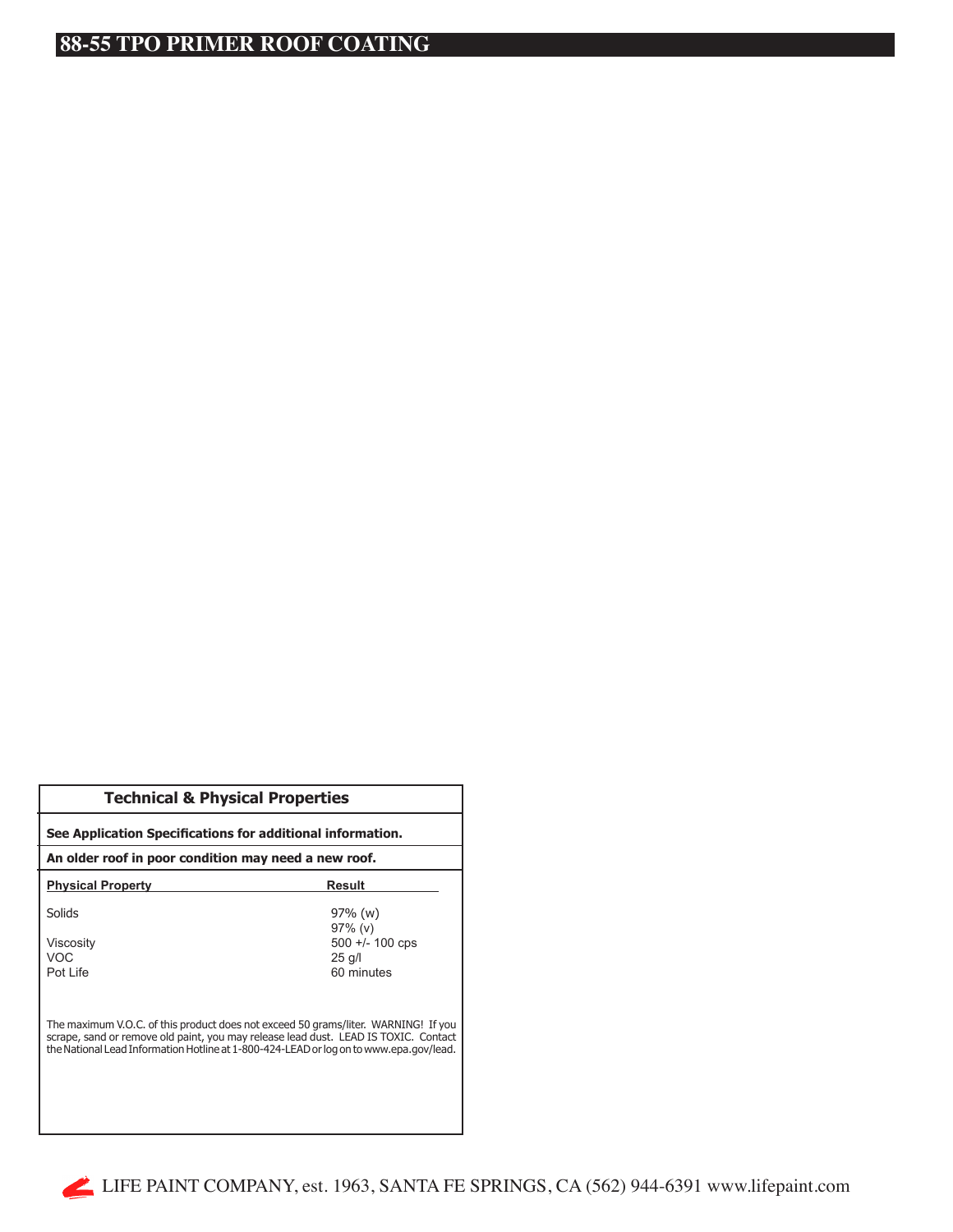# 88-55 TPO PRIMER ROOF COATING

## Technical & Physical Properties

**See Application Specifications for additional information.**

**An older roof in poor condition may need a new roof.**

| Physical Property | Result |
|---|---|
| Solids | 97% (w)<br>97% (v) |
| Viscosity | 500 +/- 100 cps |
| VOC | 25 g/l |
| Pot Life | 60 minutes |

The maximum V.O.C. of this product does not exceed 50 grams/liter. WARNING! If you scrape, sand or remove old paint, you may release lead dust. LEAD IS TOXIC. Contact the National Lead Information Hotline at 1-800-424-LEAD or log on to www.epa.gov/lead.

LIFE PAINT COMPANY, est. 1963, SANTA FE SPRINGS, CA (562) 944-6391 www.lifepaint.com